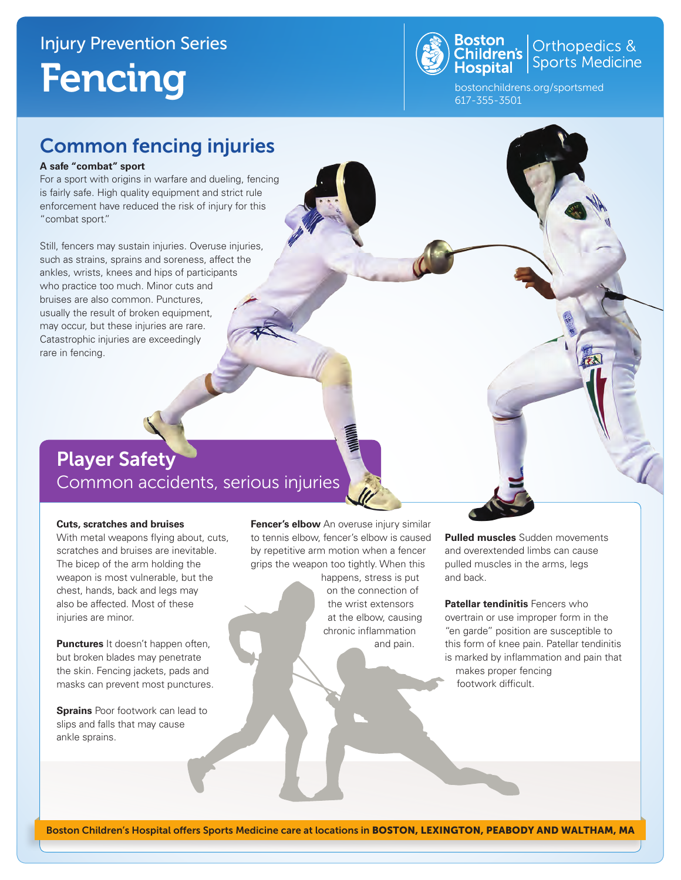Injury Prevention Series

# Fencing

Boston Children's Hospital | Orthopedics & Sports Medicine

bostonchildrens.org/sportsmed
617-355-3501

## Common fencing injuries

**A safe "combat" sport**

For a sport with origins in warfare and dueling, fencing is fairly safe. High quality equipment and strict rule enforcement have reduced the risk of injury for this "combat sport."

Still, fencers may sustain injuries. Overuse injuries, such as strains, sprains and soreness, affect the ankles, wrists, knees and hips of participants who practice too much. Minor cuts and bruises are also common. Punctures, usually the result of broken equipment, may occur, but these injuries are rare. Catastrophic injuries are exceedingly rare in fencing.

## Player Safety

### Common accidents, serious injuries

**Cuts, scratches and bruises**
With metal weapons flying about, cuts, scratches and bruises are inevitable. The bicep of the arm holding the weapon is most vulnerable, but the chest, hands, back and legs may also be affected. Most of these injuries are minor.

**Punctures** It doesn't happen often, but broken blades may penetrate the skin. Fencing jackets, pads and masks can prevent most punctures.

**Sprains** Poor footwork can lead to slips and falls that may cause ankle sprains.

**Fencer's elbow** An overuse injury similar to tennis elbow, fencer's elbow is caused by repetitive arm motion when a fencer grips the weapon too tightly. When this happens, stress is put on the connection of the wrist extensors at the elbow, causing chronic inflammation and pain.

**Pulled muscles** Sudden movements and overextended limbs can cause pulled muscles in the arms, legs and back.

**Patellar tendinitis** Fencers who overtrain or use improper form in the "en garde" position are susceptible to this form of knee pain. Patellar tendinitis is marked by inflammation and pain that makes proper fencing footwork difficult.

Boston Children's Hospital offers Sports Medicine care at locations in **BOSTON, LEXINGTON, PEABODY AND WALTHAM, MA**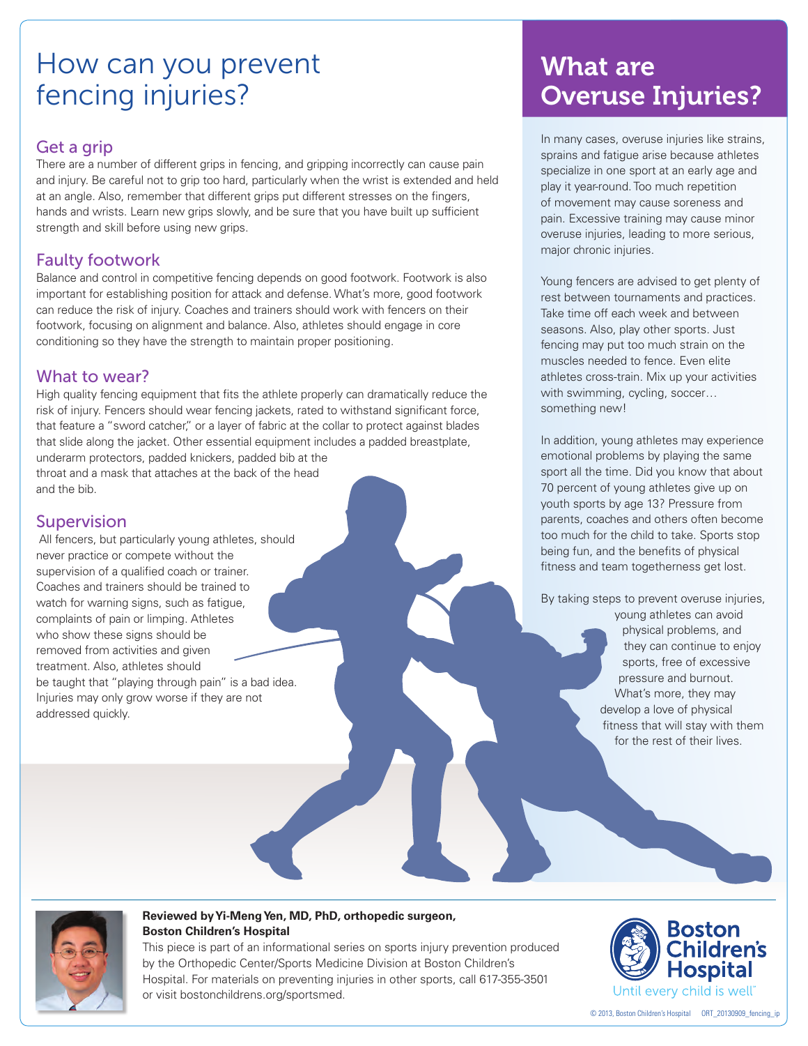# How can you prevent fencing injuries?

## Get a grip

There are a number of different grips in fencing, and gripping incorrectly can cause pain and injury. Be careful not to grip too hard, particularly when the wrist is extended and held at an angle. Also, remember that different grips put different stresses on the fingers, hands and wrists. Learn new grips slowly, and be sure that you have built up sufficient strength and skill before using new grips.

## Faulty footwork

Balance and control in competitive fencing depends on good footwork. Footwork is also important for establishing position for attack and defense. What's more, good footwork can reduce the risk of injury. Coaches and trainers should work with fencers on their footwork, focusing on alignment and balance. Also, athletes should engage in core conditioning so they have the strength to maintain proper positioning.

## What to wear?

High quality fencing equipment that fits the athlete properly can dramatically reduce the risk of injury. Fencers should wear fencing jackets, rated to withstand significant force, that feature a "sword catcher," or a layer of fabric at the collar to protect against blades that slide along the jacket. Other essential equipment includes a padded breastplate, underarm protectors, padded knickers, padded bib at the throat and a mask that attaches at the back of the head and the bib.

## Supervision

All fencers, but particularly young athletes, should never practice or compete without the supervision of a qualified coach or trainer. Coaches and trainers should be trained to watch for warning signs, such as fatigue, complaints of pain or limping. Athletes who show these signs should be removed from activities and given treatment. Also, athletes should be taught that "playing through pain" is a bad idea. Injuries may only grow worse if they are not addressed quickly.

# What are Overuse Injuries?

In many cases, overuse injuries like strains, sprains and fatigue arise because athletes specialize in one sport at an early age and play it year-round. Too much repetition of movement may cause soreness and pain. Excessive training may cause minor overuse injuries, leading to more serious, major chronic injuries.

Young fencers are advised to get plenty of rest between tournaments and practices. Take time off each week and between seasons. Also, play other sports. Just fencing may put too much strain on the muscles needed to fence. Even elite athletes cross-train. Mix up your activities with swimming, cycling, soccer… something new!

In addition, young athletes may experience emotional problems by playing the same sport all the time. Did you know that about 70 percent of young athletes give up on youth sports by age 13? Pressure from parents, coaches and others often become too much for the child to take. Sports stop being fun, and the benefits of physical fitness and team togetherness get lost.

By taking steps to prevent overuse injuries, young athletes can avoid physical problems, and they can continue to enjoy sports, free of excessive pressure and burnout. What's more, they may develop a love of physical fitness that will stay with them for the rest of their lives.

**Reviewed by Yi-Meng Yen, MD, PhD, orthopedic surgeon, Boston Children's Hospital**

This piece is part of an informational series on sports injury prevention produced by the Orthopedic Center/Sports Medicine Division at Boston Children's Hospital. For materials on preventing injuries in other sports, call 617-355-3501 or visit bostonchildrens.org/sportsmed.

Boston Children's Hospital
Until every child is well

© 2013, Boston Children's Hospital ORT_20130909_fencing_ip